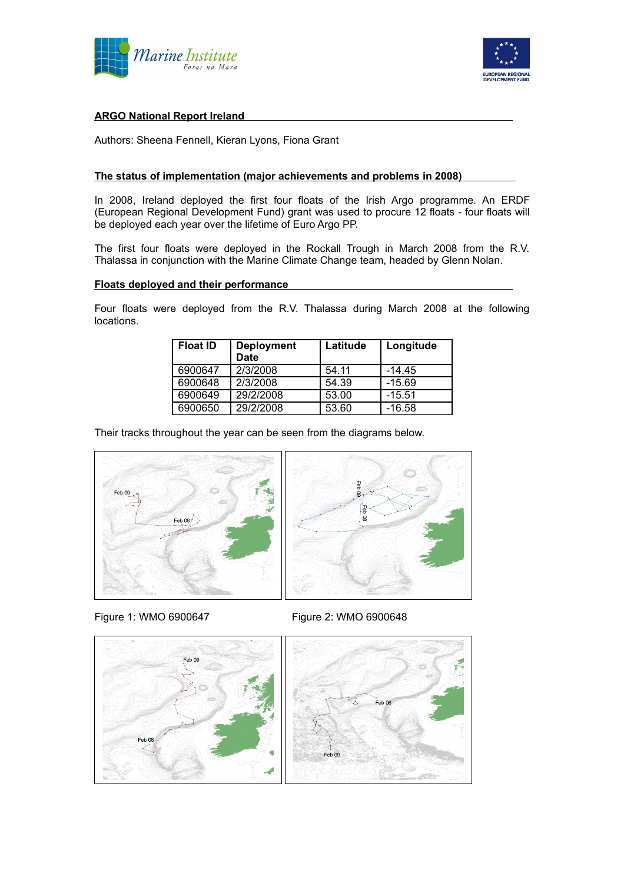## ARGO National Report Ireland

Authors: Sheena Fennell, Kieran Lyons, Fiona Grant

### The status of implementation (major achievements and problems in 2008)

In 2008, Ireland deployed the first four floats of the Irish Argo programme. An ERDF (European Regional Development Fund) grant was used to procure 12 floats - four floats will be deployed each year over the lifetime of Euro Argo PP.

The first four floats were deployed in the Rockall Trough in March 2008 from the R.V. Thalassa in conjunction with the Marine Climate Change team, headed by Glenn Nolan.

### Floats deployed and their performance

Four floats were deployed from the R.V. Thalassa during March 2008 at the following locations.

| Float ID | Deployment Date | Latitude | Longitude |
|---|---|---|---|
| 6900647 | 2/3/2008 | 54.11 | -14.45 |
| 6900648 | 2/3/2008 | 54.39 | -15.69 |
| 6900649 | 29/2/2008 | 53.00 | -15.51 |
| 6900650 | 29/2/2008 | 53.60 | -16.58 |

Their tracks throughout the year can be seen from the diagrams below.

Figure 1: WMO 6900647

Figure 2: WMO 6900648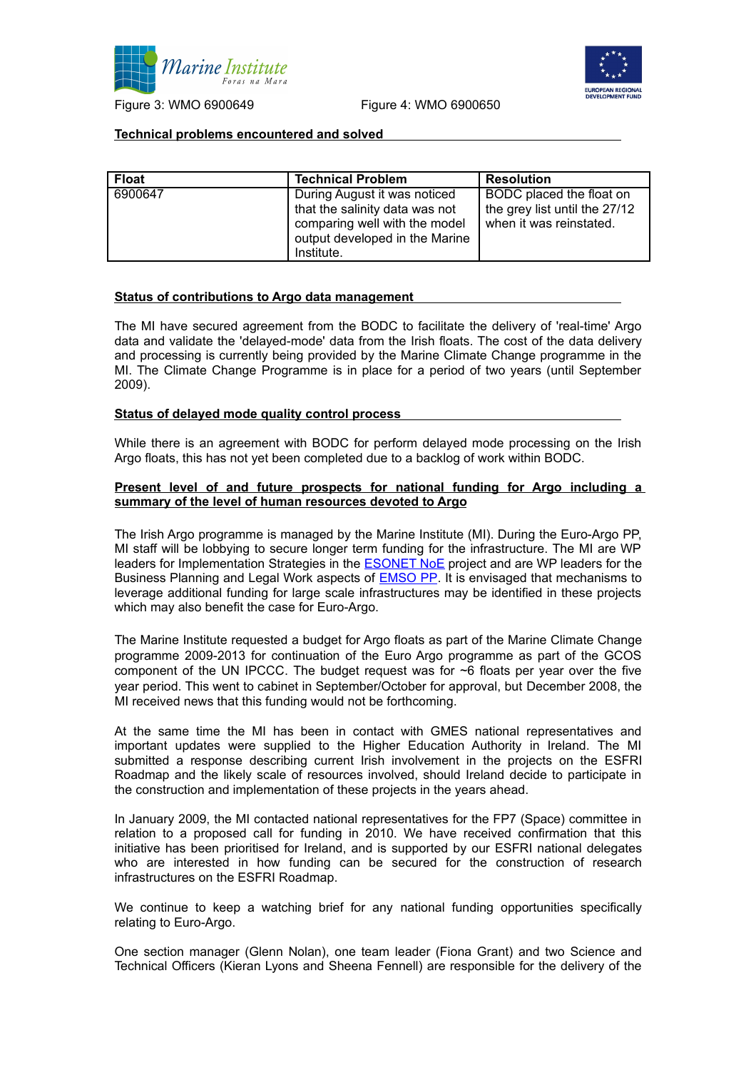Figure 3: WMO 6900649 Figure 4: WMO 6900650

## Technical problems encountered and solved

| Float | Technical Problem | Resolution |
|---|---|---|
| 6900647 | During August it was noticed that the salinity data was not comparing well with the model output developed in the Marine Institute. | BODC placed the float on the grey list until the 27/12 when it was reinstated. |

## Status of contributions to Argo data management

The MI have secured agreement from the BODC to facilitate the delivery of 'real-time' Argo data and validate the 'delayed-mode' data from the Irish floats. The cost of the data delivery and processing is currently being provided by the Marine Climate Change programme in the MI. The Climate Change Programme is in place for a period of two years (until September 2009).

## Status of delayed mode quality control process

While there is an agreement with BODC for perform delayed mode processing on the Irish Argo floats, this has not yet been completed due to a backlog of work within BODC.

## Present level of and future prospects for national funding for Argo including a summary of the level of human resources devoted to Argo

The Irish Argo programme is managed by the Marine Institute (MI). During the Euro-Argo PP, MI staff will be lobbying to secure longer term funding for the infrastructure. The MI are WP leaders for Implementation Strategies in the ESONET NoE project and are WP leaders for the Business Planning and Legal Work aspects of EMSO PP. It is envisaged that mechanisms to leverage additional funding for large scale infrastructures may be identified in these projects which may also benefit the case for Euro-Argo.

The Marine Institute requested a budget for Argo floats as part of the Marine Climate Change programme 2009-2013 for continuation of the Euro Argo programme as part of the GCOS component of the UN IPCCC. The budget request was for ~6 floats per year over the five year period. This went to cabinet in September/October for approval, but December 2008, the MI received news that this funding would not be forthcoming.

At the same time the MI has been in contact with GMES national representatives and important updates were supplied to the Higher Education Authority in Ireland. The MI submitted a response describing current Irish involvement in the projects on the ESFRI Roadmap and the likely scale of resources involved, should Ireland decide to participate in the construction and implementation of these projects in the years ahead.

In January 2009, the MI contacted national representatives for the FP7 (Space) committee in relation to a proposed call for funding in 2010. We have received confirmation that this initiative has been prioritised for Ireland, and is supported by our ESFRI national delegates who are interested in how funding can be secured for the construction of research infrastructures on the ESFRI Roadmap.

We continue to keep a watching brief for any national funding opportunities specifically relating to Euro-Argo.

One section manager (Glenn Nolan), one team leader (Fiona Grant) and two Science and Technical Officers (Kieran Lyons and Sheena Fennell) are responsible for the delivery of the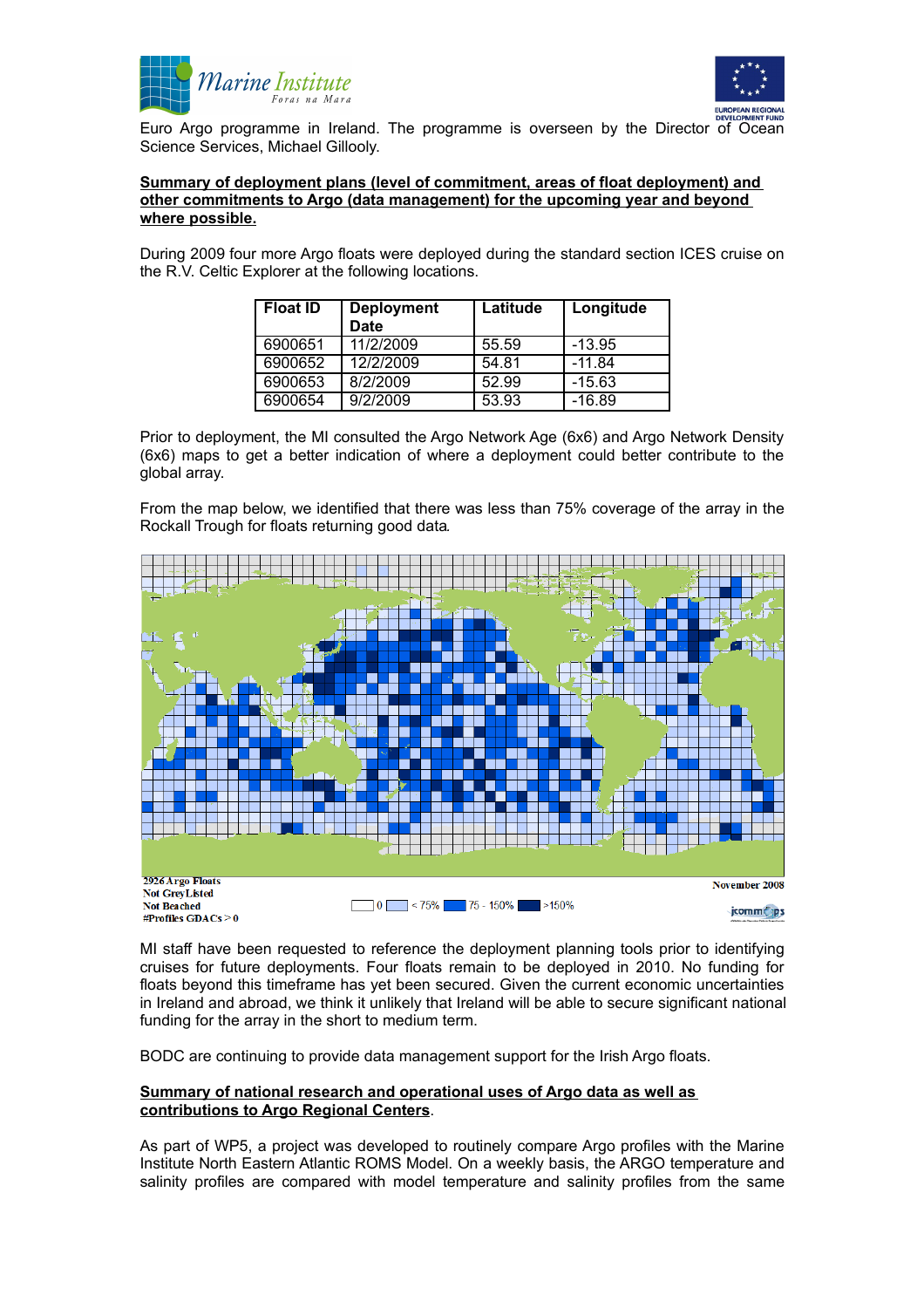Euro Argo programme in Ireland. The programme is overseen by the Director of Ocean Science Services, Michael Gillooly.

**Summary of deployment plans (level of commitment, areas of float deployment) and other commitments to Argo (data management) for the upcoming year and beyond where possible.**

During 2009 four more Argo floats were deployed during the standard section ICES cruise on the R.V. Celtic Explorer at the following locations.

| Float ID | Deployment Date | Latitude | Longitude |
|---|---|---|---|
| 6900651 | 11/2/2009 | 55.59 | -13.95 |
| 6900652 | 12/2/2009 | 54.81 | -11.84 |
| 6900653 | 8/2/2009 | 52.99 | -15.63 |
| 6900654 | 9/2/2009 | 53.93 | -16.89 |

Prior to deployment, the MI consulted the Argo Network Age (6x6) and Argo Network Density (6x6) maps to get a better indication of where a deployment could better contribute to the global array.

From the map below, we identified that there was less than 75% coverage of the array in the Rockall Trough for floats returning good data.

2926 Argo Floats
Not GreyListed
Not Beached
#Profiles GDACs > 0

0
< 75%
75 - 150%
>150%

November 2008

jcommops

MI staff have been requested to reference the deployment planning tools prior to identifying cruises for future deployments. Four floats remain to be deployed in 2010. No funding for floats beyond this timeframe has yet been secured. Given the current economic uncertainties in Ireland and abroad, we think it unlikely that Ireland will be able to secure significant national funding for the array in the short to medium term.

BODC are continuing to provide data management support for the Irish Argo floats.

**Summary of national research and operational uses of Argo data as well as contributions to Argo Regional Centers**.

As part of WP5, a project was developed to routinely compare Argo profiles with the Marine Institute North Eastern Atlantic ROMS Model. On a weekly basis, the ARGO temperature and salinity profiles are compared with model temperature and salinity profiles from the same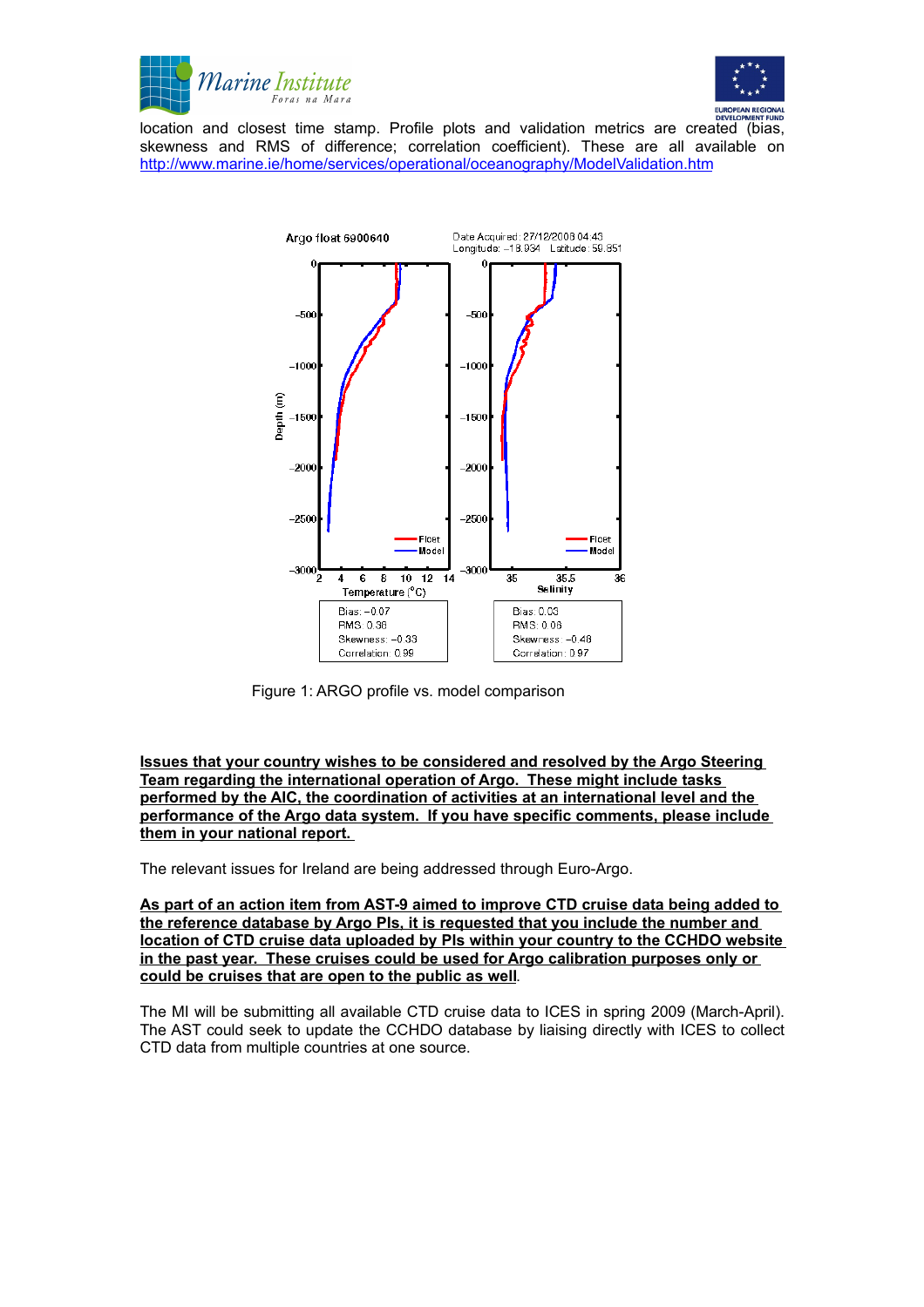location and closest time stamp. Profile plots and validation metrics are created (bias, skewness and RMS of difference; correlation coefficient). These are all available on http://www.marine.ie/home/services/operational/oceanography/ModelValidation.htm

Argo float 6900640

Date Acquired: 27/12/2008 04:43
Longitude: −18.934 Latitude: 59.851

Depth (m)

0
−500
−1000
−1500
−2000
−2500
−3000

Float
Model

2 4 6 8 10 12 14
Temperature (°C)

35 35.5 36
Salinity

Bias: −0.07
RMS: 0.36
Skewness: −0.33
Correlation: 0.99

Bias: 0.03
RMS: 0.06
Skewness: −0.46
Correlation: 0.97

Figure 1: ARGO profile vs. model comparison

**Issues that your country wishes to be considered and resolved by the Argo Steering Team regarding the international operation of Argo. These might include tasks performed by the AIC, the coordination of activities at an international level and the performance of the Argo data system. If you have specific comments, please include them in your national report.**

The relevant issues for Ireland are being addressed through Euro-Argo.

**As part of an action item from AST-9 aimed to improve CTD cruise data being added to the reference database by Argo PIs, it is requested that you include the number and location of CTD cruise data uploaded by PIs within your country to the CCHDO website in the past year. These cruises could be used for Argo calibration purposes only or could be cruises that are open to the public as well.**

The MI will be submitting all available CTD cruise data to ICES in spring 2009 (March-April). The AST could seek to update the CCHDO database by liaising directly with ICES to collect CTD data from multiple countries at one source.